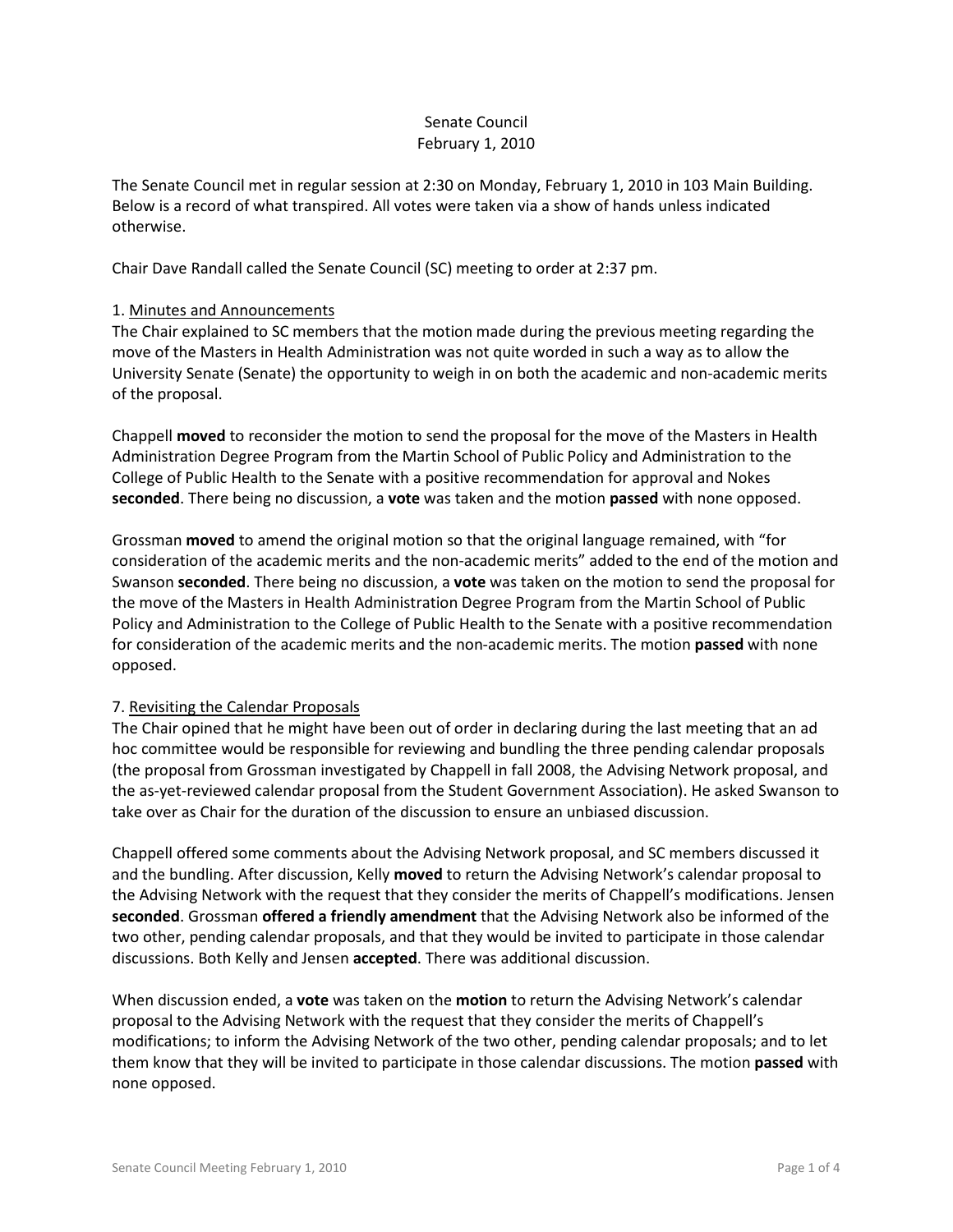Senate Council
February 1, 2010

The Senate Council met in regular session at 2:30 on Monday, February 1, 2010 in 103 Main Building. Below is a record of what transpired. All votes were taken via a show of hands unless indicated otherwise.

Chair Dave Randall called the Senate Council (SC) meeting to order at 2:37 pm.

1. Minutes and Announcements

The Chair explained to SC members that the motion made during the previous meeting regarding the move of the Masters in Health Administration was not quite worded in such a way as to allow the University Senate (Senate) the opportunity to weigh in on both the academic and non-academic merits of the proposal.

Chappell **moved** to reconsider the motion to send the proposal for the move of the Masters in Health Administration Degree Program from the Martin School of Public Policy and Administration to the College of Public Health to the Senate with a positive recommendation for approval and Nokes **seconded**. There being no discussion, a **vote** was taken and the motion **passed** with none opposed.

Grossman **moved** to amend the original motion so that the original language remained, with "for consideration of the academic merits and the non-academic merits" added to the end of the motion and Swanson **seconded**. There being no discussion, a **vote** was taken on the motion to send the proposal for the move of the Masters in Health Administration Degree Program from the Martin School of Public Policy and Administration to the College of Public Health to the Senate with a positive recommendation for consideration of the academic merits and the non-academic merits. The motion **passed** with none opposed.

7. Revisiting the Calendar Proposals

The Chair opined that he might have been out of order in declaring during the last meeting that an ad hoc committee would be responsible for reviewing and bundling the three pending calendar proposals (the proposal from Grossman investigated by Chappell in fall 2008, the Advising Network proposal, and the as-yet-reviewed calendar proposal from the Student Government Association). He asked Swanson to take over as Chair for the duration of the discussion to ensure an unbiased discussion.

Chappell offered some comments about the Advising Network proposal, and SC members discussed it and the bundling. After discussion, Kelly **moved** to return the Advising Network's calendar proposal to the Advising Network with the request that they consider the merits of Chappell's modifications. Jensen **seconded**. Grossman **offered a friendly amendment** that the Advising Network also be informed of the two other, pending calendar proposals, and that they would be invited to participate in those calendar discussions. Both Kelly and Jensen **accepted**. There was additional discussion.

When discussion ended, a **vote** was taken on the **motion** to return the Advising Network's calendar proposal to the Advising Network with the request that they consider the merits of Chappell's modifications; to inform the Advising Network of the two other, pending calendar proposals; and to let them know that they will be invited to participate in those calendar discussions. The motion **passed** with none opposed.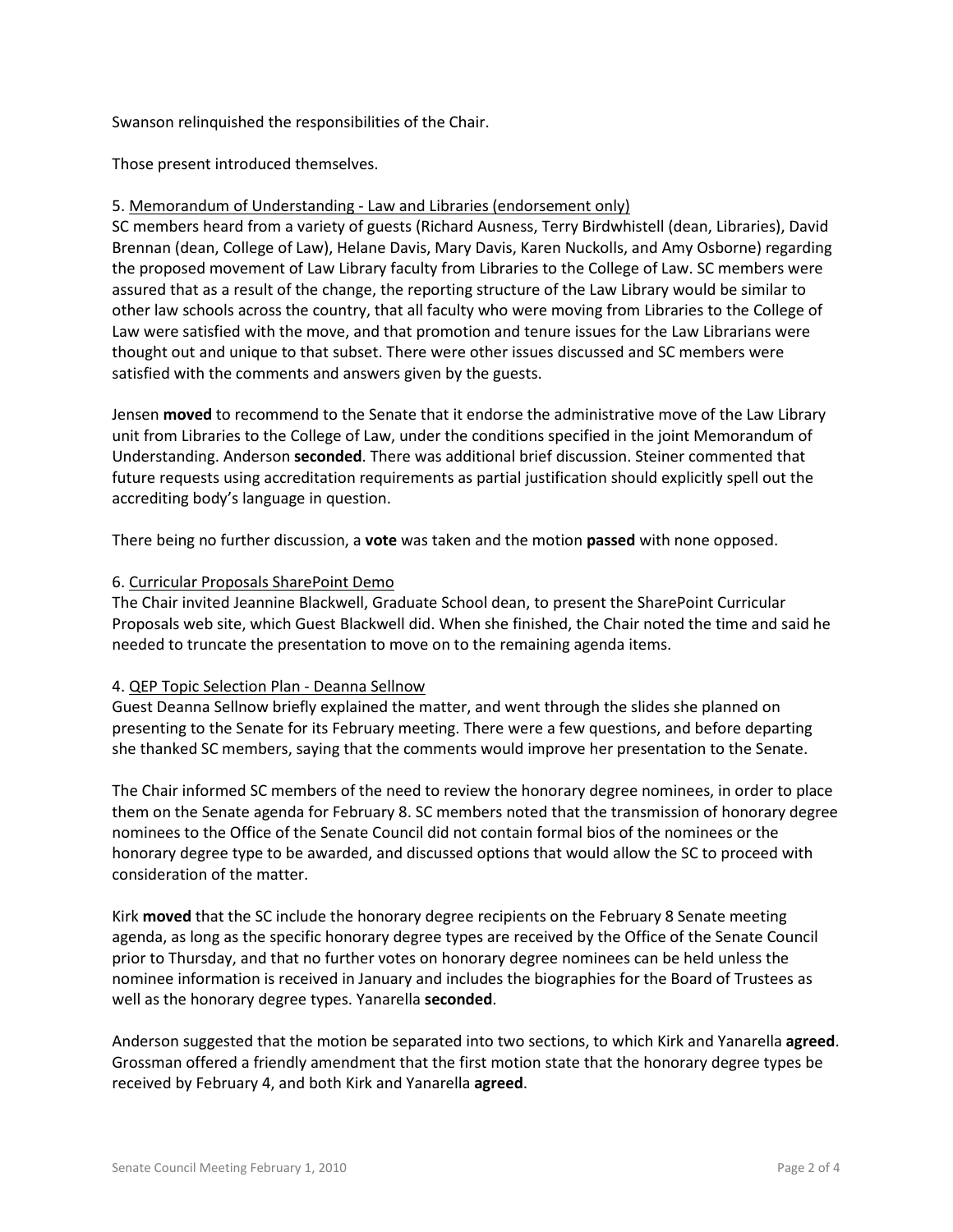Swanson relinquished the responsibilities of the Chair.

Those present introduced themselves.

5. Memorandum of Understanding - Law and Libraries (endorsement only)

SC members heard from a variety of guests (Richard Ausness, Terry Birdwhistell (dean, Libraries), David Brennan (dean, College of Law), Helane Davis, Mary Davis, Karen Nuckolls, and Amy Osborne) regarding the proposed movement of Law Library faculty from Libraries to the College of Law. SC members were assured that as a result of the change, the reporting structure of the Law Library would be similar to other law schools across the country, that all faculty who were moving from Libraries to the College of Law were satisfied with the move, and that promotion and tenure issues for the Law Librarians were thought out and unique to that subset. There were other issues discussed and SC members were satisfied with the comments and answers given by the guests.

Jensen **moved** to recommend to the Senate that it endorse the administrative move of the Law Library unit from Libraries to the College of Law, under the conditions specified in the joint Memorandum of Understanding. Anderson **seconded**. There was additional brief discussion. Steiner commented that future requests using accreditation requirements as partial justification should explicitly spell out the accrediting body's language in question.

There being no further discussion, a **vote** was taken and the motion **passed** with none opposed.

6. Curricular Proposals SharePoint Demo

The Chair invited Jeannine Blackwell, Graduate School dean, to present the SharePoint Curricular Proposals web site, which Guest Blackwell did. When she finished, the Chair noted the time and said he needed to truncate the presentation to move on to the remaining agenda items.

4. QEP Topic Selection Plan - Deanna Sellnow

Guest Deanna Sellnow briefly explained the matter, and went through the slides she planned on presenting to the Senate for its February meeting. There were a few questions, and before departing she thanked SC members, saying that the comments would improve her presentation to the Senate.

The Chair informed SC members of the need to review the honorary degree nominees, in order to place them on the Senate agenda for February 8. SC members noted that the transmission of honorary degree nominees to the Office of the Senate Council did not contain formal bios of the nominees or the honorary degree type to be awarded, and discussed options that would allow the SC to proceed with consideration of the matter.

Kirk **moved** that the SC include the honorary degree recipients on the February 8 Senate meeting agenda, as long as the specific honorary degree types are received by the Office of the Senate Council prior to Thursday, and that no further votes on honorary degree nominees can be held unless the nominee information is received in January and includes the biographies for the Board of Trustees as well as the honorary degree types. Yanarella **seconded**.

Anderson suggested that the motion be separated into two sections, to which Kirk and Yanarella **agreed**. Grossman offered a friendly amendment that the first motion state that the honorary degree types be received by February 4, and both Kirk and Yanarella **agreed**.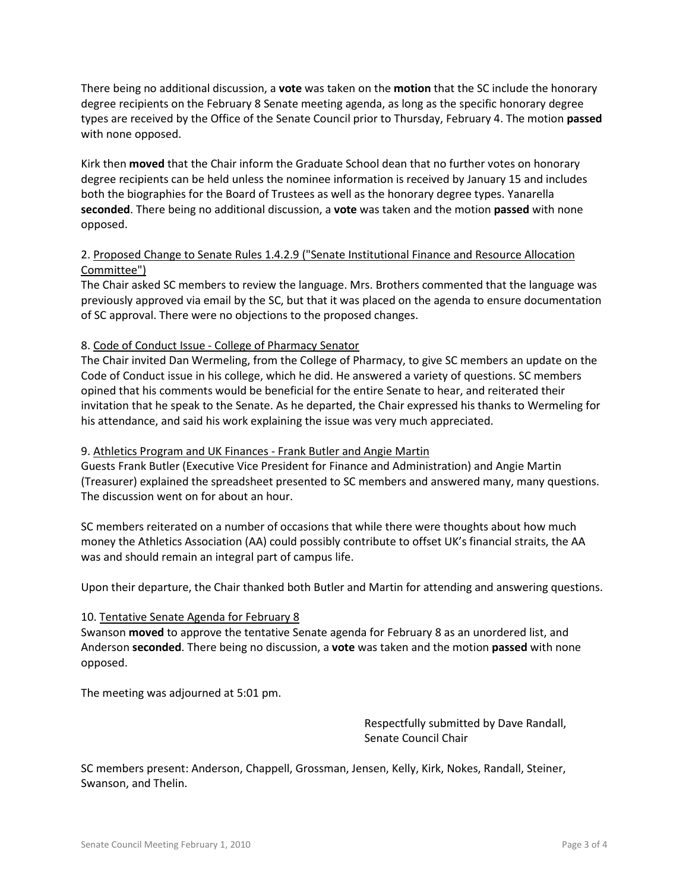There being no additional discussion, a **vote** was taken on the **motion** that the SC include the honorary degree recipients on the February 8 Senate meeting agenda, as long as the specific honorary degree types are received by the Office of the Senate Council prior to Thursday, February 4. The motion **passed** with none opposed.

Kirk then **moved** that the Chair inform the Graduate School dean that no further votes on honorary degree recipients can be held unless the nominee information is received by January 15 and includes both the biographies for the Board of Trustees as well as the honorary degree types. Yanarella **seconded**. There being no additional discussion, a **vote** was taken and the motion **passed** with none opposed.

2. <u>Proposed Change to Senate Rules 1.4.2.9 ("Senate Institutional Finance and Resource Allocation Committee")</u>
The Chair asked SC members to review the language. Mrs. Brothers commented that the language was previously approved via email by the SC, but that it was placed on the agenda to ensure documentation of SC approval. There were no objections to the proposed changes.

8. <u>Code of Conduct Issue - College of Pharmacy Senator</u>
The Chair invited Dan Wermeling, from the College of Pharmacy, to give SC members an update on the Code of Conduct issue in his college, which he did. He answered a variety of questions. SC members opined that his comments would be beneficial for the entire Senate to hear, and reiterated their invitation that he speak to the Senate. As he departed, the Chair expressed his thanks to Wermeling for his attendance, and said his work explaining the issue was very much appreciated.

9. <u>Athletics Program and UK Finances - Frank Butler and Angie Martin</u>
Guests Frank Butler (Executive Vice President for Finance and Administration) and Angie Martin (Treasurer) explained the spreadsheet presented to SC members and answered many, many questions. The discussion went on for about an hour.

SC members reiterated on a number of occasions that while there were thoughts about how much money the Athletics Association (AA) could possibly contribute to offset UK's financial straits, the AA was and should remain an integral part of campus life.

Upon their departure, the Chair thanked both Butler and Martin for attending and answering questions.

10. <u>Tentative Senate Agenda for February 8</u>
Swanson **moved** to approve the tentative Senate agenda for February 8 as an unordered list, and Anderson **seconded**. There being no discussion, a **vote** was taken and the motion **passed** with none opposed.

The meeting was adjourned at 5:01 pm.

Respectfully submitted by Dave Randall,
Senate Council Chair

SC members present: Anderson, Chappell, Grossman, Jensen, Kelly, Kirk, Nokes, Randall, Steiner, Swanson, and Thelin.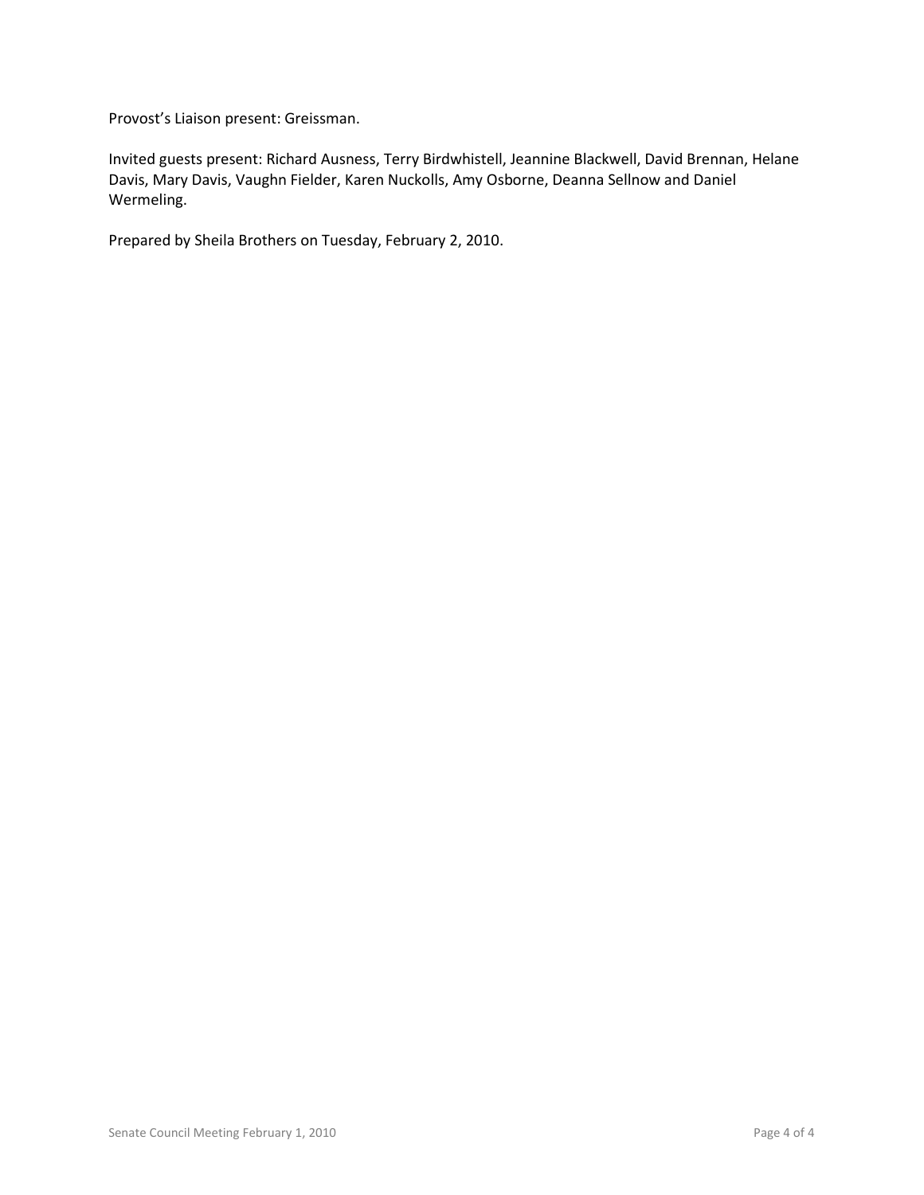Provost's Liaison present: Greissman.

Invited guests present: Richard Ausness, Terry Birdwhistell, Jeannine Blackwell, David Brennan, Helane Davis, Mary Davis, Vaughn Fielder, Karen Nuckolls, Amy Osborne, Deanna Sellnow and Daniel Wermeling.

Prepared by Sheila Brothers on Tuesday, February 2, 2010.